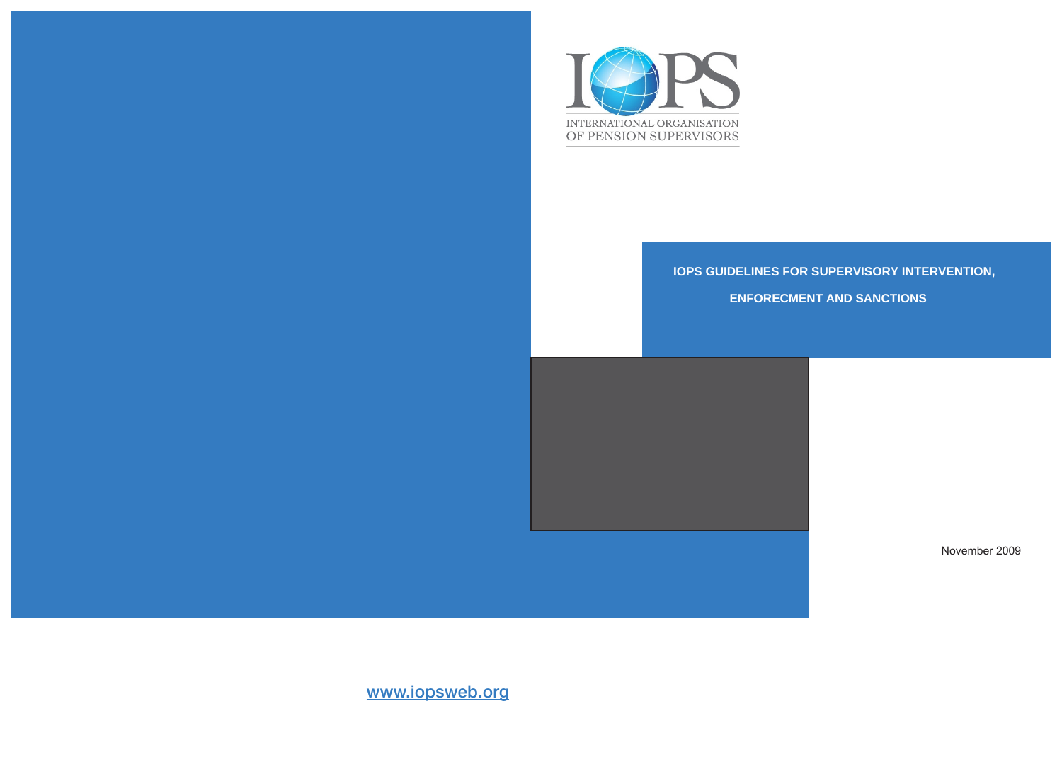INTERNATIONAL ORGANISATION OF PENSION SUPERVISORS

# IOPS GUIDELINES FOR SUPERVISORY INTERVENTION, ENFORECMENT AND SANCTIONS

November 2009

www.iopsweb.org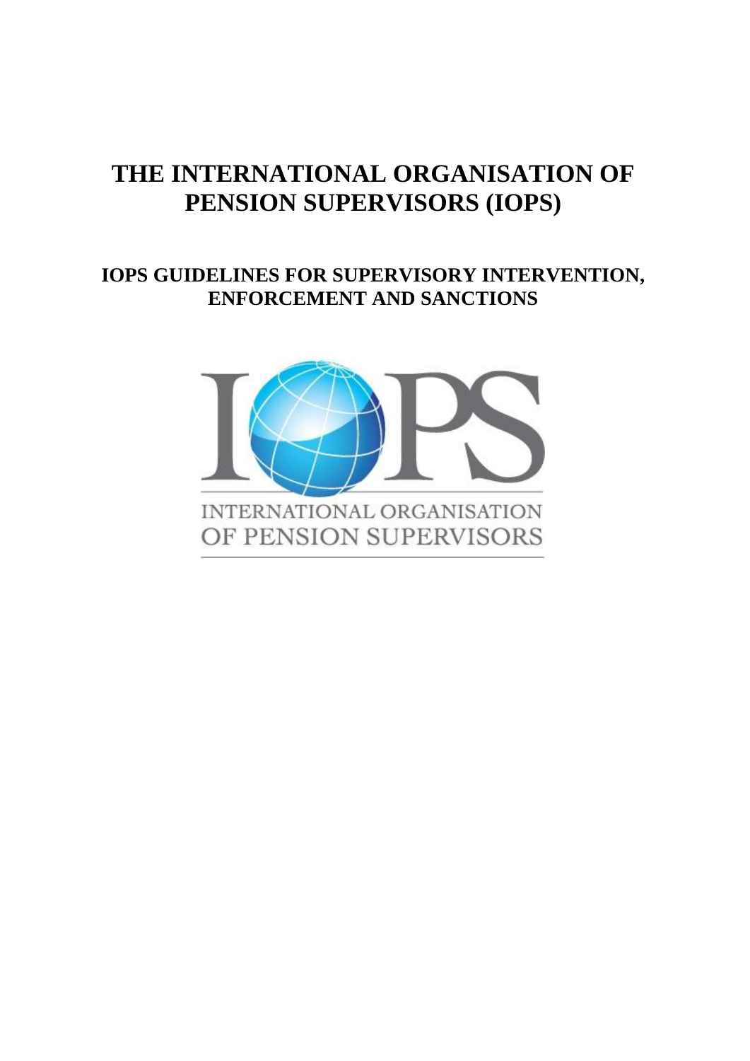# THE INTERNATIONAL ORGANISATION OF PENSION SUPERVISORS (IOPS)

## IOPS GUIDELINES FOR SUPERVISORY INTERVENTION, ENFORCEMENT AND SANCTIONS

INTERNATIONAL ORGANISATION OF PENSION SUPERVISORS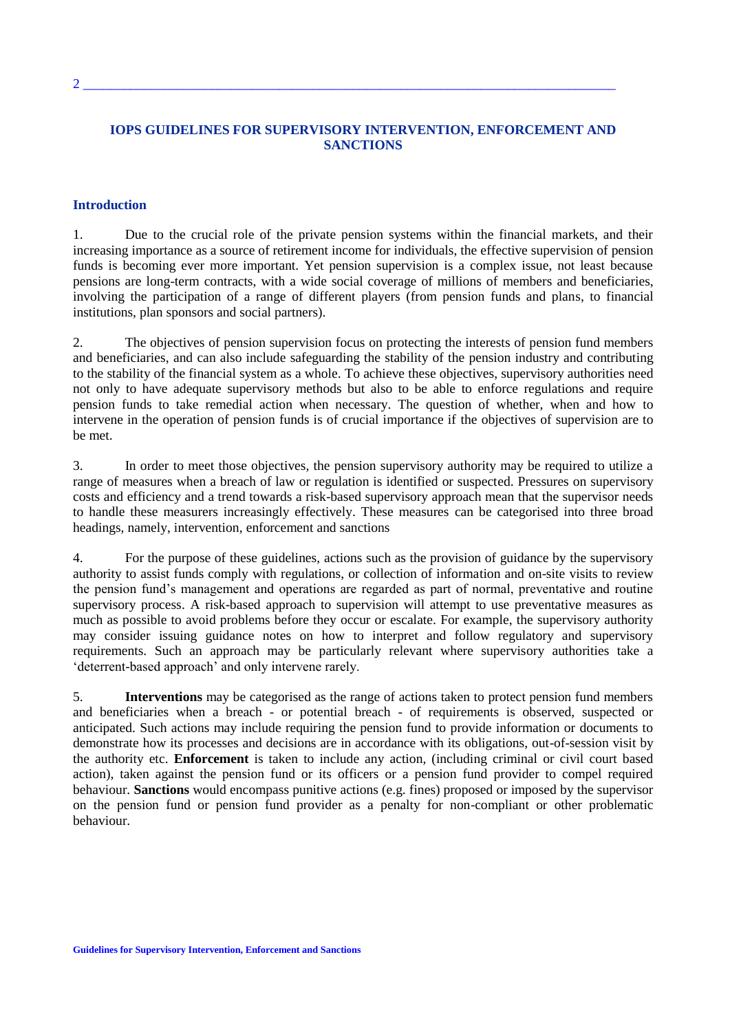# IOPS GUIDELINES FOR SUPERVISORY INTERVENTION, ENFORCEMENT AND SANCTIONS

## Introduction

1. Due to the crucial role of the private pension systems within the financial markets, and their increasing importance as a source of retirement income for individuals, the effective supervision of pension funds is becoming ever more important. Yet pension supervision is a complex issue, not least because pensions are long-term contracts, with a wide social coverage of millions of members and beneficiaries, involving the participation of a range of different players (from pension funds and plans, to financial institutions, plan sponsors and social partners).

2. The objectives of pension supervision focus on protecting the interests of pension fund members and beneficiaries, and can also include safeguarding the stability of the pension industry and contributing to the stability of the financial system as a whole. To achieve these objectives, supervisory authorities need not only to have adequate supervisory methods but also to be able to enforce regulations and require pension funds to take remedial action when necessary. The question of whether, when and how to intervene in the operation of pension funds is of crucial importance if the objectives of supervision are to be met.

3. In order to meet those objectives, the pension supervisory authority may be required to utilize a range of measures when a breach of law or regulation is identified or suspected. Pressures on supervisory costs and efficiency and a trend towards a risk-based supervisory approach mean that the supervisor needs to handle these measurers increasingly effectively. These measures can be categorised into three broad headings, namely, intervention, enforcement and sanctions

4. For the purpose of these guidelines, actions such as the provision of guidance by the supervisory authority to assist funds comply with regulations, or collection of information and on-site visits to review the pension fund's management and operations are regarded as part of normal, preventative and routine supervisory process. A risk-based approach to supervision will attempt to use preventative measures as much as possible to avoid problems before they occur or escalate. For example, the supervisory authority may consider issuing guidance notes on how to interpret and follow regulatory and supervisory requirements. Such an approach may be particularly relevant where supervisory authorities take a 'deterrent-based approach' and only intervene rarely.

5. **Interventions** may be categorised as the range of actions taken to protect pension fund members and beneficiaries when a breach - or potential breach - of requirements is observed, suspected or anticipated. Such actions may include requiring the pension fund to provide information or documents to demonstrate how its processes and decisions are in accordance with its obligations, out-of-session visit by the authority etc. **Enforcement** is taken to include any action, (including criminal or civil court based action), taken against the pension fund or its officers or a pension fund provider to compel required behaviour. **Sanctions** would encompass punitive actions (e.g. fines) proposed or imposed by the supervisor on the pension fund or pension fund provider as a penalty for non-compliant or other problematic behaviour.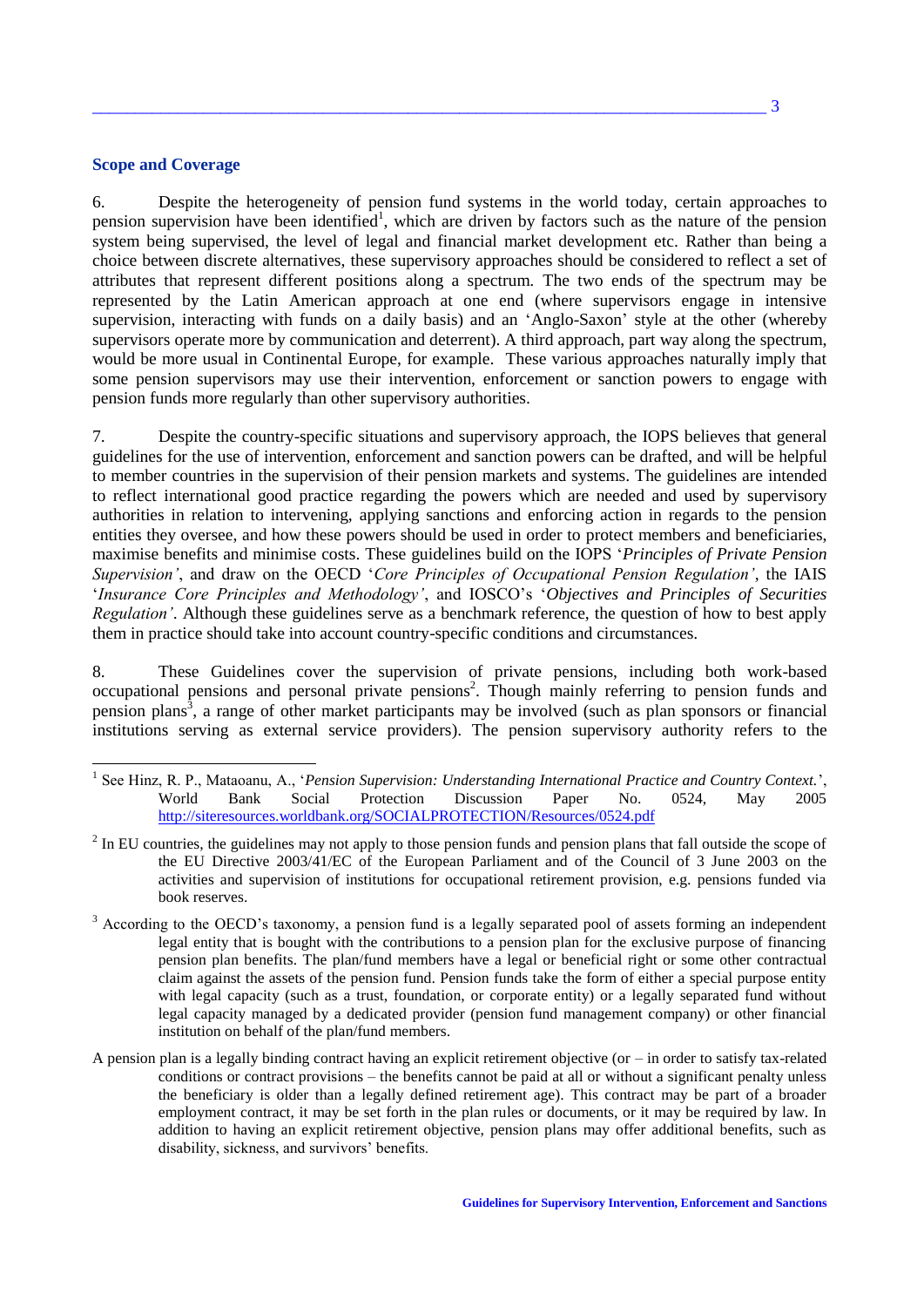## Scope and Coverage

6. Despite the heterogeneity of pension fund systems in the world today, certain approaches to pension supervision have been identified[1], which are driven by factors such as the nature of the pension system being supervised, the level of legal and financial market development etc. Rather than being a choice between discrete alternatives, these supervisory approaches should be considered to reflect a set of attributes that represent different positions along a spectrum. The two ends of the spectrum may be represented by the Latin American approach at one end (where supervisors engage in intensive supervision, interacting with funds on a daily basis) and an 'Anglo-Saxon' style at the other (whereby supervisors operate more by communication and deterrent). A third approach, part way along the spectrum, would be more usual in Continental Europe, for example. These various approaches naturally imply that some pension supervisors may use their intervention, enforcement or sanction powers to engage with pension funds more regularly than other supervisory authorities.

7. Despite the country-specific situations and supervisory approach, the IOPS believes that general guidelines for the use of intervention, enforcement and sanction powers can be drafted, and will be helpful to member countries in the supervision of their pension markets and systems. The guidelines are intended to reflect international good practice regarding the powers which are needed and used by supervisory authorities in relation to intervening, applying sanctions and enforcing action in regards to the pension entities they oversee, and how these powers should be used in order to protect members and beneficiaries, maximise benefits and minimise costs. These guidelines build on the IOPS '*Principles of Private Pension Supervision'*, and draw on the OECD '*Core Principles of Occupational Pension Regulation'*, the IAIS '*Insurance Core Principles and Methodology'*, and IOSCO's '*Objectives and Principles of Securities Regulation'*. Although these guidelines serve as a benchmark reference, the question of how to best apply them in practice should take into account country-specific conditions and circumstances.

8. These Guidelines cover the supervision of private pensions, including both work-based occupational pensions and personal private pensions[2]. Though mainly referring to pension funds and pension plans[3], a range of other market participants may be involved (such as plan sponsors or financial institutions serving as external service providers). The pension supervisory authority refers to the

---

[1] See Hinz, R. P., Mataoanu, A., '*Pension Supervision: Understanding International Practice and Country Context.*', World Bank Social Protection Discussion Paper No. 0524, May 2005 http://siteresources.worldbank.org/SOCIALPROTECTION/Resources/0524.pdf

[2] In EU countries, the guidelines may not apply to those pension funds and pension plans that fall outside the scope of the EU Directive 2003/41/EC of the European Parliament and of the Council of 3 June 2003 on the activities and supervision of institutions for occupational retirement provision, e.g. pensions funded via book reserves.

[3] According to the OECD's taxonomy, a pension fund is a legally separated pool of assets forming an independent legal entity that is bought with the contributions to a pension plan for the exclusive purpose of financing pension plan benefits. The plan/fund members have a legal or beneficial right or some other contractual claim against the assets of the pension fund. Pension funds take the form of either a special purpose entity with legal capacity (such as a trust, foundation, or corporate entity) or a legally separated fund without legal capacity managed by a dedicated provider (pension fund management company) or other financial institution on behalf of the plan/fund members.

A pension plan is a legally binding contract having an explicit retirement objective (or – in order to satisfy tax-related conditions or contract provisions – the benefits cannot be paid at all or without a significant penalty unless the beneficiary is older than a legally defined retirement age). This contract may be part of a broader employment contract, it may be set forth in the plan rules or documents, or it may be required by law. In addition to having an explicit retirement objective, pension plans may offer additional benefits, such as disability, sickness, and survivors' benefits.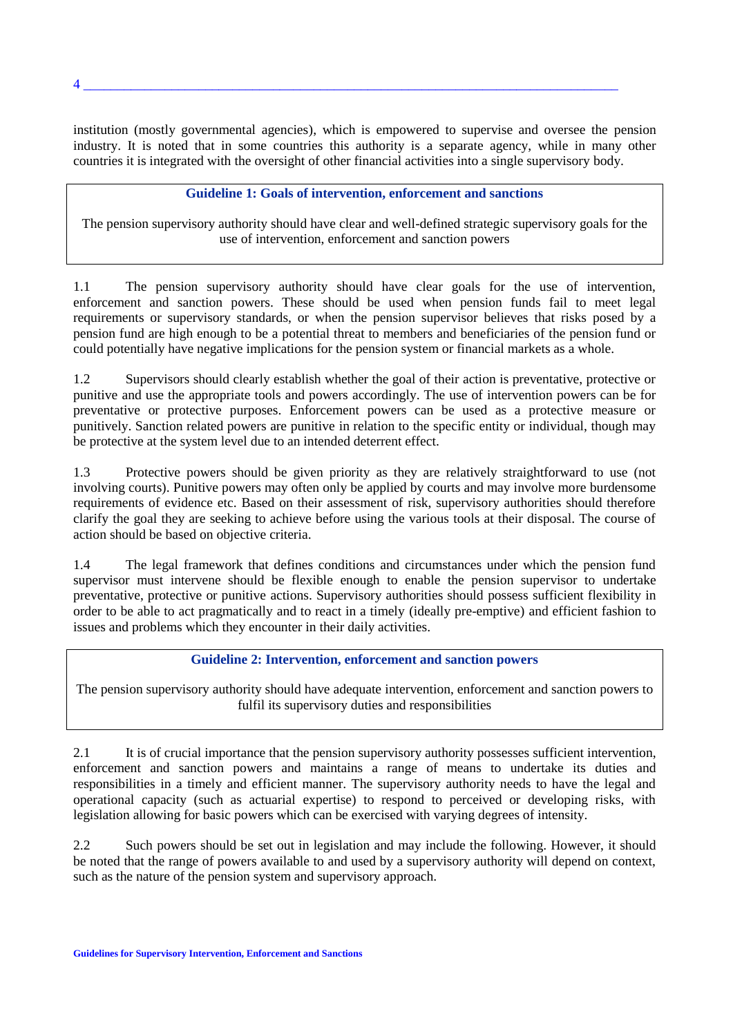institution (mostly governmental agencies), which is empowered to supervise and oversee the pension industry. It is noted that in some countries this authority is a separate agency, while in many other countries it is integrated with the oversight of other financial activities into a single supervisory body.

## Guideline 1: Goals of intervention, enforcement and sanctions

The pension supervisory authority should have clear and well-defined strategic supervisory goals for the use of intervention, enforcement and sanction powers

1.1 The pension supervisory authority should have clear goals for the use of intervention, enforcement and sanction powers. These should be used when pension funds fail to meet legal requirements or supervisory standards, or when the pension supervisor believes that risks posed by a pension fund are high enough to be a potential threat to members and beneficiaries of the pension fund or could potentially have negative implications for the pension system or financial markets as a whole.

1.2 Supervisors should clearly establish whether the goal of their action is preventative, protective or punitive and use the appropriate tools and powers accordingly. The use of intervention powers can be for preventative or protective purposes. Enforcement powers can be used as a protective measure or punitively. Sanction related powers are punitive in relation to the specific entity or individual, though may be protective at the system level due to an intended deterrent effect.

1.3 Protective powers should be given priority as they are relatively straightforward to use (not involving courts). Punitive powers may often only be applied by courts and may involve more burdensome requirements of evidence etc. Based on their assessment of risk, supervisory authorities should therefore clarify the goal they are seeking to achieve before using the various tools at their disposal. The course of action should be based on objective criteria.

1.4 The legal framework that defines conditions and circumstances under which the pension fund supervisor must intervene should be flexible enough to enable the pension supervisor to undertake preventative, protective or punitive actions. Supervisory authorities should possess sufficient flexibility in order to be able to act pragmatically and to react in a timely (ideally pre-emptive) and efficient fashion to issues and problems which they encounter in their daily activities.

## Guideline 2: Intervention, enforcement and sanction powers

The pension supervisory authority should have adequate intervention, enforcement and sanction powers to fulfil its supervisory duties and responsibilities

2.1 It is of crucial importance that the pension supervisory authority possesses sufficient intervention, enforcement and sanction powers and maintains a range of means to undertake its duties and responsibilities in a timely and efficient manner. The supervisory authority needs to have the legal and operational capacity (such as actuarial expertise) to respond to perceived or developing risks, with legislation allowing for basic powers which can be exercised with varying degrees of intensity.

2.2 Such powers should be set out in legislation and may include the following. However, it should be noted that the range of powers available to and used by a supervisory authority will depend on context, such as the nature of the pension system and supervisory approach.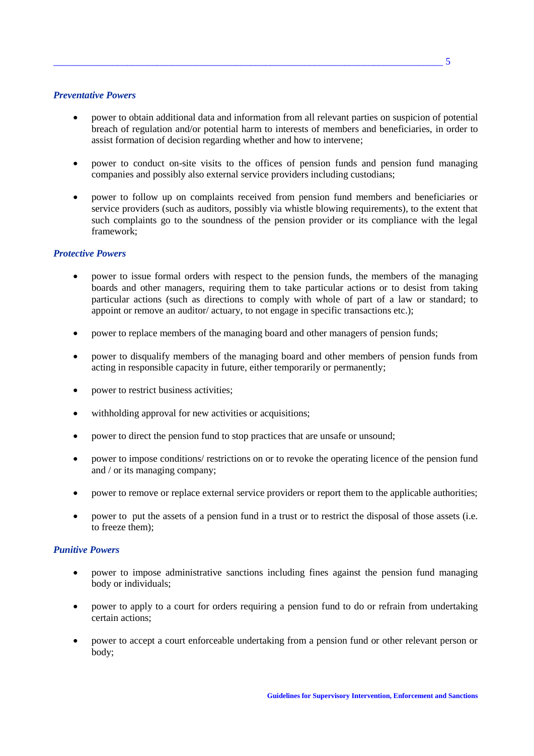### *Preventative Powers*

- power to obtain additional data and information from all relevant parties on suspicion of potential breach of regulation and/or potential harm to interests of members and beneficiaries, in order to assist formation of decision regarding whether and how to intervene;

- power to conduct on-site visits to the offices of pension funds and pension fund managing companies and possibly also external service providers including custodians;

- power to follow up on complaints received from pension fund members and beneficiaries or service providers (such as auditors, possibly via whistle blowing requirements), to the extent that such complaints go to the soundness of the pension provider or its compliance with the legal framework;

### *Protective Powers*

- power to issue formal orders with respect to the pension funds, the members of the managing boards and other managers, requiring them to take particular actions or to desist from taking particular actions (such as directions to comply with whole of part of a law or standard; to appoint or remove an auditor/ actuary, to not engage in specific transactions etc.);

- power to replace members of the managing board and other managers of pension funds;

- power to disqualify members of the managing board and other members of pension funds from acting in responsible capacity in future, either temporarily or permanently;

- power to restrict business activities;

- withholding approval for new activities or acquisitions;

- power to direct the pension fund to stop practices that are unsafe or unsound;

- power to impose conditions/ restrictions on or to revoke the operating licence of the pension fund and / or its managing company;

- power to remove or replace external service providers or report them to the applicable authorities;

- power to put the assets of a pension fund in a trust or to restrict the disposal of those assets (i.e. to freeze them);

### *Punitive Powers*

- power to impose administrative sanctions including fines against the pension fund managing body or individuals;

- power to apply to a court for orders requiring a pension fund to do or refrain from undertaking certain actions;

- power to accept a court enforceable undertaking from a pension fund or other relevant person or body;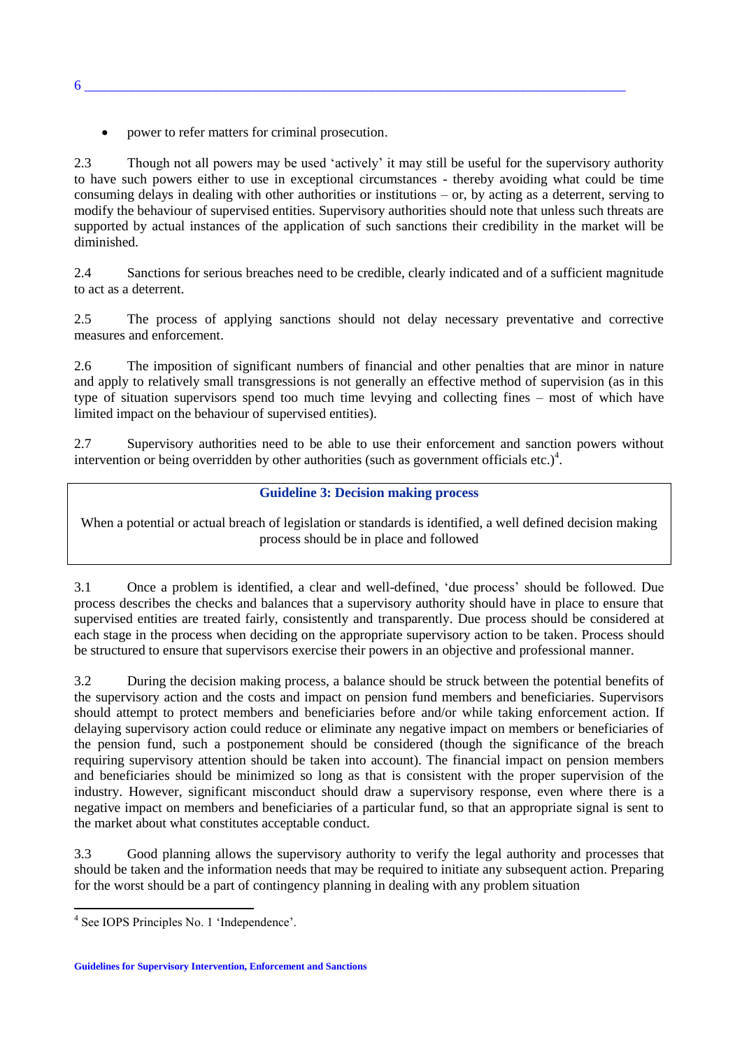- power to refer matters for criminal prosecution.

2.3 Though not all powers may be used ‘actively’ it may still be useful for the supervisory authority to have such powers either to use in exceptional circumstances - thereby avoiding what could be time consuming delays in dealing with other authorities or institutions – or, by acting as a deterrent, serving to modify the behaviour of supervised entities. Supervisory authorities should note that unless such threats are supported by actual instances of the application of such sanctions their credibility in the market will be diminished.

2.4 Sanctions for serious breaches need to be credible, clearly indicated and of a sufficient magnitude to act as a deterrent.

2.5 The process of applying sanctions should not delay necessary preventative and corrective measures and enforcement.

2.6 The imposition of significant numbers of financial and other penalties that are minor in nature and apply to relatively small transgressions is not generally an effective method of supervision (as in this type of situation supervisors spend too much time levying and collecting fines – most of which have limited impact on the behaviour of supervised entities).

2.7 Supervisory authorities need to be able to use their enforcement and sanction powers without intervention or being overridden by other authorities (such as government officials etc.)[4].

**Guideline 3: Decision making process**

When a potential or actual breach of legislation or standards is identified, a well defined decision making process should be in place and followed

3.1 Once a problem is identified, a clear and well-defined, ‘due process’ should be followed. Due process describes the checks and balances that a supervisory authority should have in place to ensure that supervised entities are treated fairly, consistently and transparently. Due process should be considered at each stage in the process when deciding on the appropriate supervisory action to be taken. Process should be structured to ensure that supervisors exercise their powers in an objective and professional manner.

3.2 During the decision making process, a balance should be struck between the potential benefits of the supervisory action and the costs and impact on pension fund members and beneficiaries. Supervisors should attempt to protect members and beneficiaries before and/or while taking enforcement action. If delaying supervisory action could reduce or eliminate any negative impact on members or beneficiaries of the pension fund, such a postponement should be considered (though the significance of the breach requiring supervisory attention should be taken into account). The financial impact on pension members and beneficiaries should be minimized so long as that is consistent with the proper supervision of the industry. However, significant misconduct should draw a supervisory response, even where there is a negative impact on members and beneficiaries of a particular fund, so that an appropriate signal is sent to the market about what constitutes acceptable conduct.

3.3 Good planning allows the supervisory authority to verify the legal authority and processes that should be taken and the information needs that may be required to initiate any subsequent action. Preparing for the worst should be a part of contingency planning in dealing with any problem situation

[4] See IOPS Principles No. 1 ‘Independence’.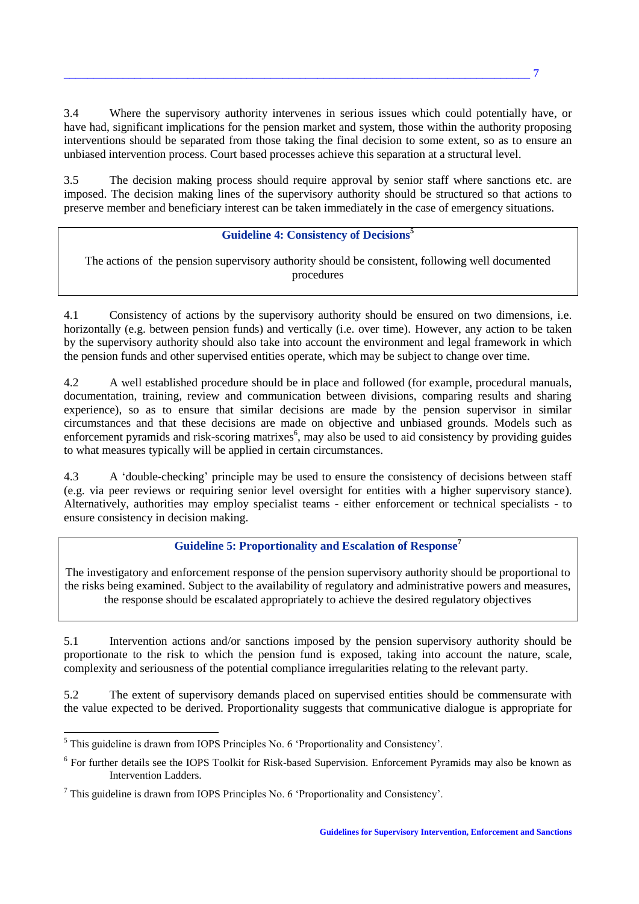3.4 Where the supervisory authority intervenes in serious issues which could potentially have, or have had, significant implications for the pension market and system, those within the authority proposing interventions should be separated from those taking the final decision to some extent, so as to ensure an unbiased intervention process. Court based processes achieve this separation at a structural level.

3.5 The decision making process should require approval by senior staff where sanctions etc. are imposed. The decision making lines of the supervisory authority should be structured so that actions to preserve member and beneficiary interest can be taken immediately in the case of emergency situations.

> **Guideline 4: Consistency of Decisions**[5]
>
> The actions of the pension supervisory authority should be consistent, following well documented procedures

4.1 Consistency of actions by the supervisory authority should be ensured on two dimensions, i.e. horizontally (e.g. between pension funds) and vertically (i.e. over time). However, any action to be taken by the supervisory authority should also take into account the environment and legal framework in which the pension funds and other supervised entities operate, which may be subject to change over time.

4.2 A well established procedure should be in place and followed (for example, procedural manuals, documentation, training, review and communication between divisions, comparing results and sharing experience), so as to ensure that similar decisions are made by the pension supervisor in similar circumstances and that these decisions are made on objective and unbiased grounds. Models such as enforcement pyramids and risk-scoring matrixes[6], may also be used to aid consistency by providing guides to what measures typically will be applied in certain circumstances.

4.3 A 'double-checking' principle may be used to ensure the consistency of decisions between staff (e.g. via peer reviews or requiring senior level oversight for entities with a higher supervisory stance). Alternatively, authorities may employ specialist teams - either enforcement or technical specialists - to ensure consistency in decision making.

> **Guideline 5: Proportionality and Escalation of Response**[7]
>
> The investigatory and enforcement response of the pension supervisory authority should be proportional to the risks being examined. Subject to the availability of regulatory and administrative powers and measures, the response should be escalated appropriately to achieve the desired regulatory objectives

5.1 Intervention actions and/or sanctions imposed by the pension supervisory authority should be proportionate to the risk to which the pension fund is exposed, taking into account the nature, scale, complexity and seriousness of the potential compliance irregularities relating to the relevant party.

5.2 The extent of supervisory demands placed on supervised entities should be commensurate with the value expected to be derived. Proportionality suggests that communicative dialogue is appropriate for

---

[5] This guideline is drawn from IOPS Principles No. 6 'Proportionality and Consistency'.

[6] For further details see the IOPS Toolkit for Risk-based Supervision. Enforcement Pyramids may also be known as Intervention Ladders.

[7] This guideline is drawn from IOPS Principles No. 6 'Proportionality and Consistency'.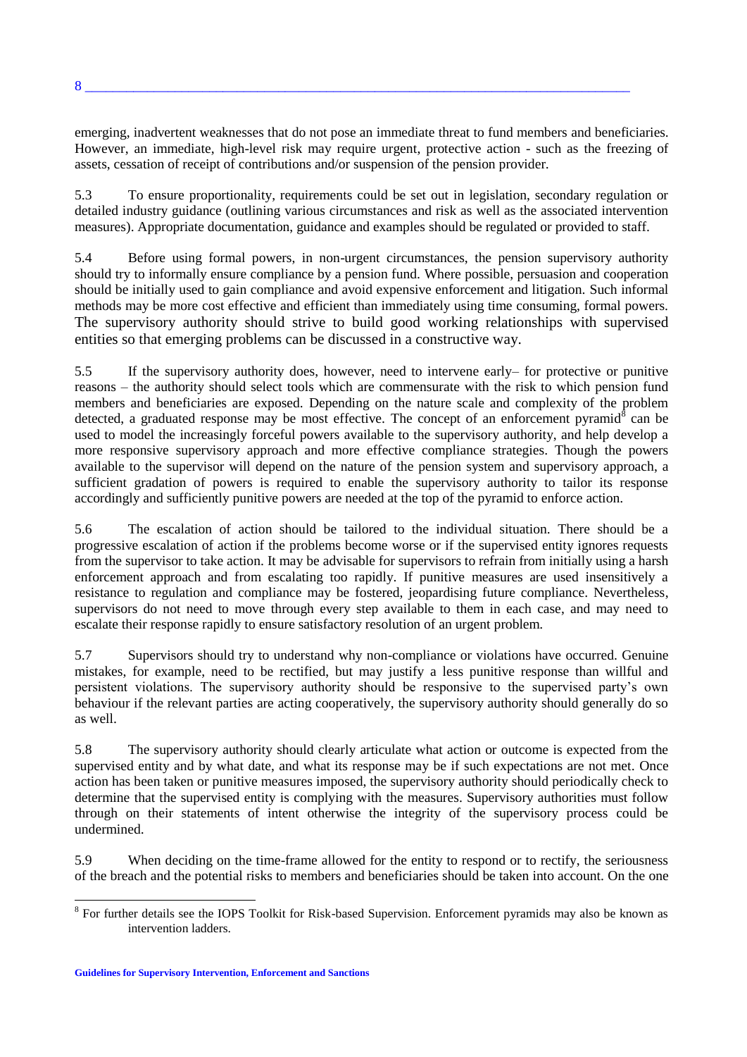emerging, inadvertent weaknesses that do not pose an immediate threat to fund members and beneficiaries. However, an immediate, high-level risk may require urgent, protective action - such as the freezing of assets, cessation of receipt of contributions and/or suspension of the pension provider.

5.3 To ensure proportionality, requirements could be set out in legislation, secondary regulation or detailed industry guidance (outlining various circumstances and risk as well as the associated intervention measures). Appropriate documentation, guidance and examples should be regulated or provided to staff.

5.4 Before using formal powers, in non-urgent circumstances, the pension supervisory authority should try to informally ensure compliance by a pension fund. Where possible, persuasion and cooperation should be initially used to gain compliance and avoid expensive enforcement and litigation. Such informal methods may be more cost effective and efficient than immediately using time consuming, formal powers. The supervisory authority should strive to build good working relationships with supervised entities so that emerging problems can be discussed in a constructive way.

5.5 If the supervisory authority does, however, need to intervene early– for protective or punitive reasons – the authority should select tools which are commensurate with the risk to which pension fund members and beneficiaries are exposed. Depending on the nature scale and complexity of the problem detected, a graduated response may be most effective. The concept of an enforcement pyramid[8] can be used to model the increasingly forceful powers available to the supervisory authority, and help develop a more responsive supervisory approach and more effective compliance strategies. Though the powers available to the supervisor will depend on the nature of the pension system and supervisory approach, a sufficient gradation of powers is required to enable the supervisory authority to tailor its response accordingly and sufficiently punitive powers are needed at the top of the pyramid to enforce action.

5.6 The escalation of action should be tailored to the individual situation. There should be a progressive escalation of action if the problems become worse or if the supervised entity ignores requests from the supervisor to take action. It may be advisable for supervisors to refrain from initially using a harsh enforcement approach and from escalating too rapidly. If punitive measures are used insensitively a resistance to regulation and compliance may be fostered, jeopardising future compliance. Nevertheless, supervisors do not need to move through every step available to them in each case, and may need to escalate their response rapidly to ensure satisfactory resolution of an urgent problem.

5.7 Supervisors should try to understand why non-compliance or violations have occurred. Genuine mistakes, for example, need to be rectified, but may justify a less punitive response than willful and persistent violations. The supervisory authority should be responsive to the supervised party's own behaviour if the relevant parties are acting cooperatively, the supervisory authority should generally do so as well.

5.8 The supervisory authority should clearly articulate what action or outcome is expected from the supervised entity and by what date, and what its response may be if such expectations are not met. Once action has been taken or punitive measures imposed, the supervisory authority should periodically check to determine that the supervised entity is complying with the measures. Supervisory authorities must follow through on their statements of intent otherwise the integrity of the supervisory process could be undermined.

5.9 When deciding on the time-frame allowed for the entity to respond or to rectify, the seriousness of the breach and the potential risks to members and beneficiaries should be taken into account. On the one

[8] For further details see the IOPS Toolkit for Risk-based Supervision. Enforcement pyramids may also be known as intervention ladders.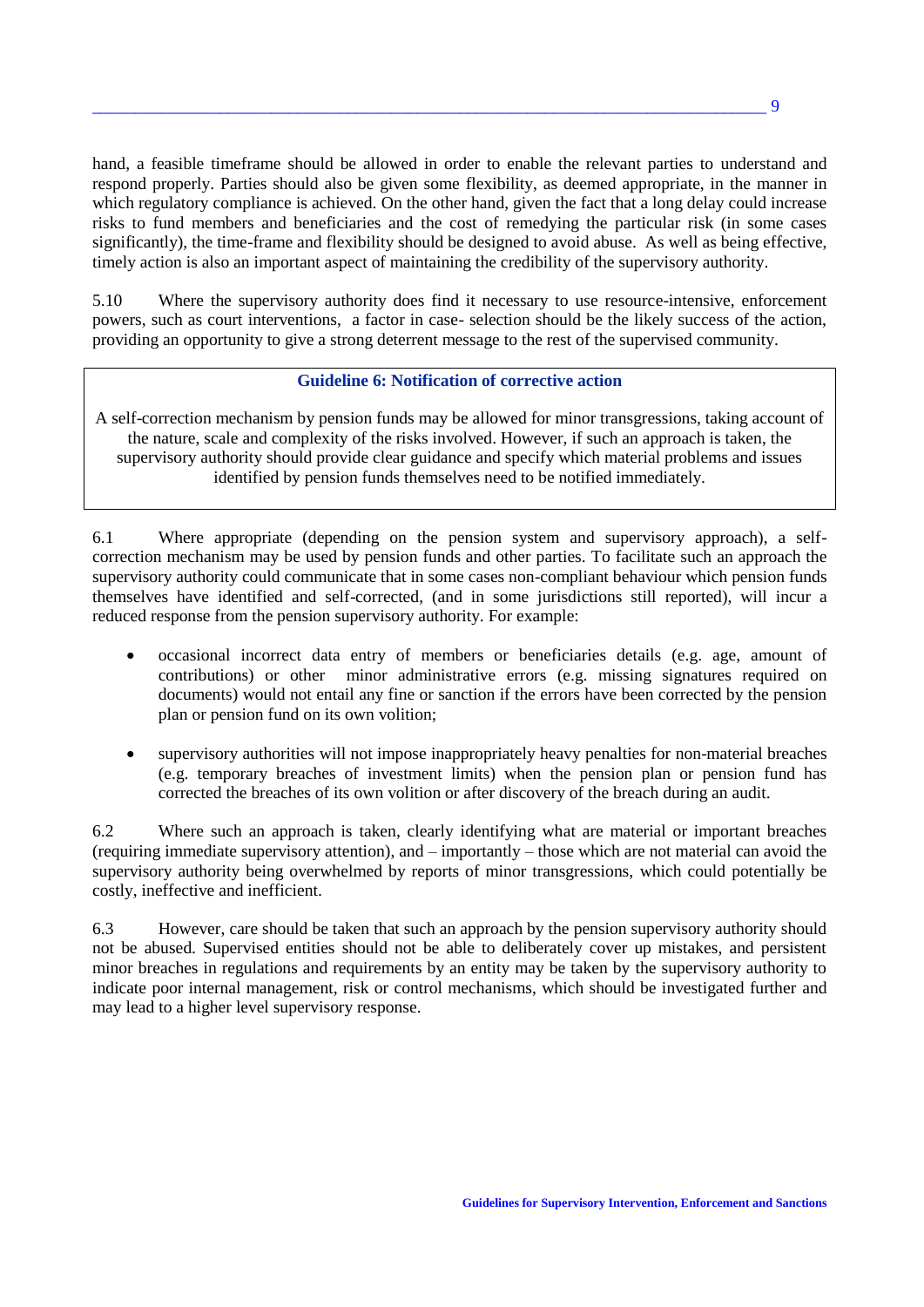hand, a feasible timeframe should be allowed in order to enable the relevant parties to understand and respond properly. Parties should also be given some flexibility, as deemed appropriate, in the manner in which regulatory compliance is achieved. On the other hand, given the fact that a long delay could increase risks to fund members and beneficiaries and the cost of remedying the particular risk (in some cases significantly), the time-frame and flexibility should be designed to avoid abuse. As well as being effective, timely action is also an important aspect of maintaining the credibility of the supervisory authority.

5.10 Where the supervisory authority does find it necessary to use resource-intensive, enforcement powers, such as court interventions, a factor in case- selection should be the likely success of the action, providing an opportunity to give a strong deterrent message to the rest of the supervised community.

> **Guideline 6: Notification of corrective action**
>
> A self-correction mechanism by pension funds may be allowed for minor transgressions, taking account of the nature, scale and complexity of the risks involved. However, if such an approach is taken, the supervisory authority should provide clear guidance and specify which material problems and issues identified by pension funds themselves need to be notified immediately.

6.1 Where appropriate (depending on the pension system and supervisory approach), a self-correction mechanism may be used by pension funds and other parties. To facilitate such an approach the supervisory authority could communicate that in some cases non-compliant behaviour which pension funds themselves have identified and self-corrected, (and in some jurisdictions still reported), will incur a reduced response from the pension supervisory authority. For example:

- occasional incorrect data entry of members or beneficiaries details (e.g. age, amount of contributions) or other minor administrative errors (e.g. missing signatures required on documents) would not entail any fine or sanction if the errors have been corrected by the pension plan or pension fund on its own volition;

- supervisory authorities will not impose inappropriately heavy penalties for non-material breaches (e.g. temporary breaches of investment limits) when the pension plan or pension fund has corrected the breaches of its own volition or after discovery of the breach during an audit.

6.2 Where such an approach is taken, clearly identifying what are material or important breaches (requiring immediate supervisory attention), and – importantly – those which are not material can avoid the supervisory authority being overwhelmed by reports of minor transgressions, which could potentially be costly, ineffective and inefficient.

6.3 However, care should be taken that such an approach by the pension supervisory authority should not be abused. Supervised entities should not be able to deliberately cover up mistakes, and persistent minor breaches in regulations and requirements by an entity may be taken by the supervisory authority to indicate poor internal management, risk or control mechanisms, which should be investigated further and may lead to a higher level supervisory response.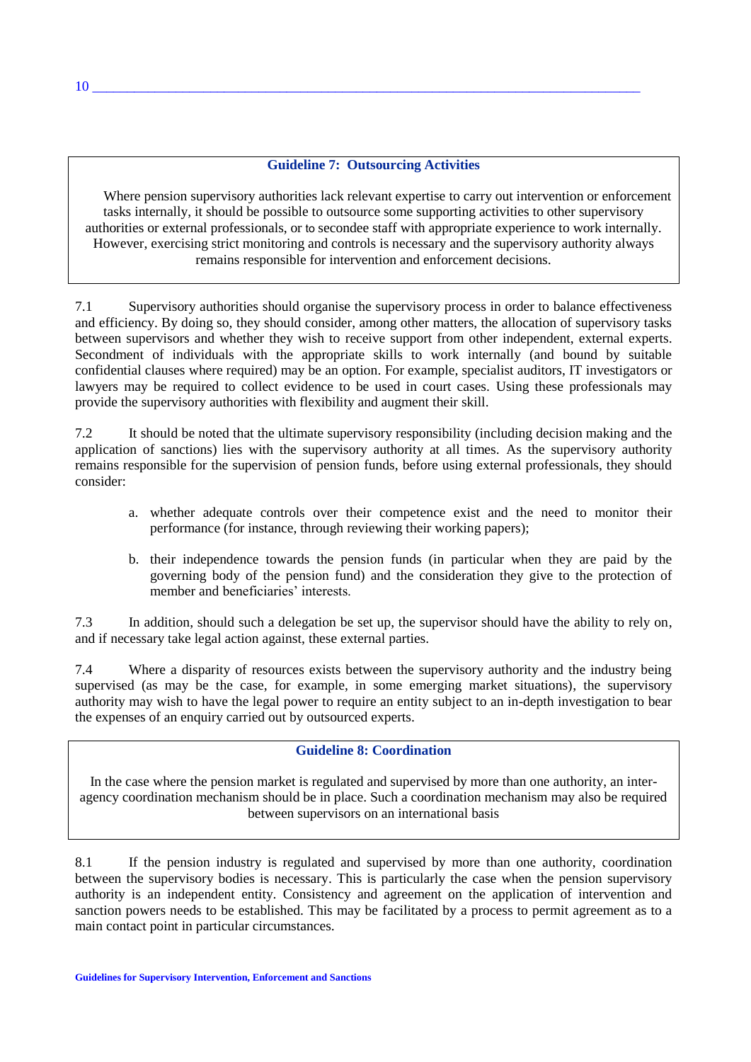### Guideline 7: Outsourcing Activities

Where pension supervisory authorities lack relevant expertise to carry out intervention or enforcement tasks internally, it should be possible to outsource some supporting activities to other supervisory authorities or external professionals, or to secondee staff with appropriate experience to work internally. However, exercising strict monitoring and controls is necessary and the supervisory authority always remains responsible for intervention and enforcement decisions.

7.1 Supervisory authorities should organise the supervisory process in order to balance effectiveness and efficiency. By doing so, they should consider, among other matters, the allocation of supervisory tasks between supervisors and whether they wish to receive support from other independent, external experts. Secondment of individuals with the appropriate skills to work internally (and bound by suitable confidential clauses where required) may be an option. For example, specialist auditors, IT investigators or lawyers may be required to collect evidence to be used in court cases. Using these professionals may provide the supervisory authorities with flexibility and augment their skill.

7.2 It should be noted that the ultimate supervisory responsibility (including decision making and the application of sanctions) lies with the supervisory authority at all times. As the supervisory authority remains responsible for the supervision of pension funds, before using external professionals, they should consider:

a. whether adequate controls over their competence exist and the need to monitor their performance (for instance, through reviewing their working papers);

b. their independence towards the pension funds (in particular when they are paid by the governing body of the pension fund) and the consideration they give to the protection of member and beneficiaries' interests.

7.3 In addition, should such a delegation be set up, the supervisor should have the ability to rely on, and if necessary take legal action against, these external parties.

7.4 Where a disparity of resources exists between the supervisory authority and the industry being supervised (as may be the case, for example, in some emerging market situations), the supervisory authority may wish to have the legal power to require an entity subject to an in-depth investigation to bear the expenses of an enquiry carried out by outsourced experts.

### Guideline 8: Coordination

In the case where the pension market is regulated and supervised by more than one authority, an inter-agency coordination mechanism should be in place. Such a coordination mechanism may also be required between supervisors on an international basis

8.1 If the pension industry is regulated and supervised by more than one authority, coordination between the supervisory bodies is necessary. This is particularly the case when the pension supervisory authority is an independent entity. Consistency and agreement on the application of intervention and sanction powers needs to be established. This may be facilitated by a process to permit agreement as to a main contact point in particular circumstances.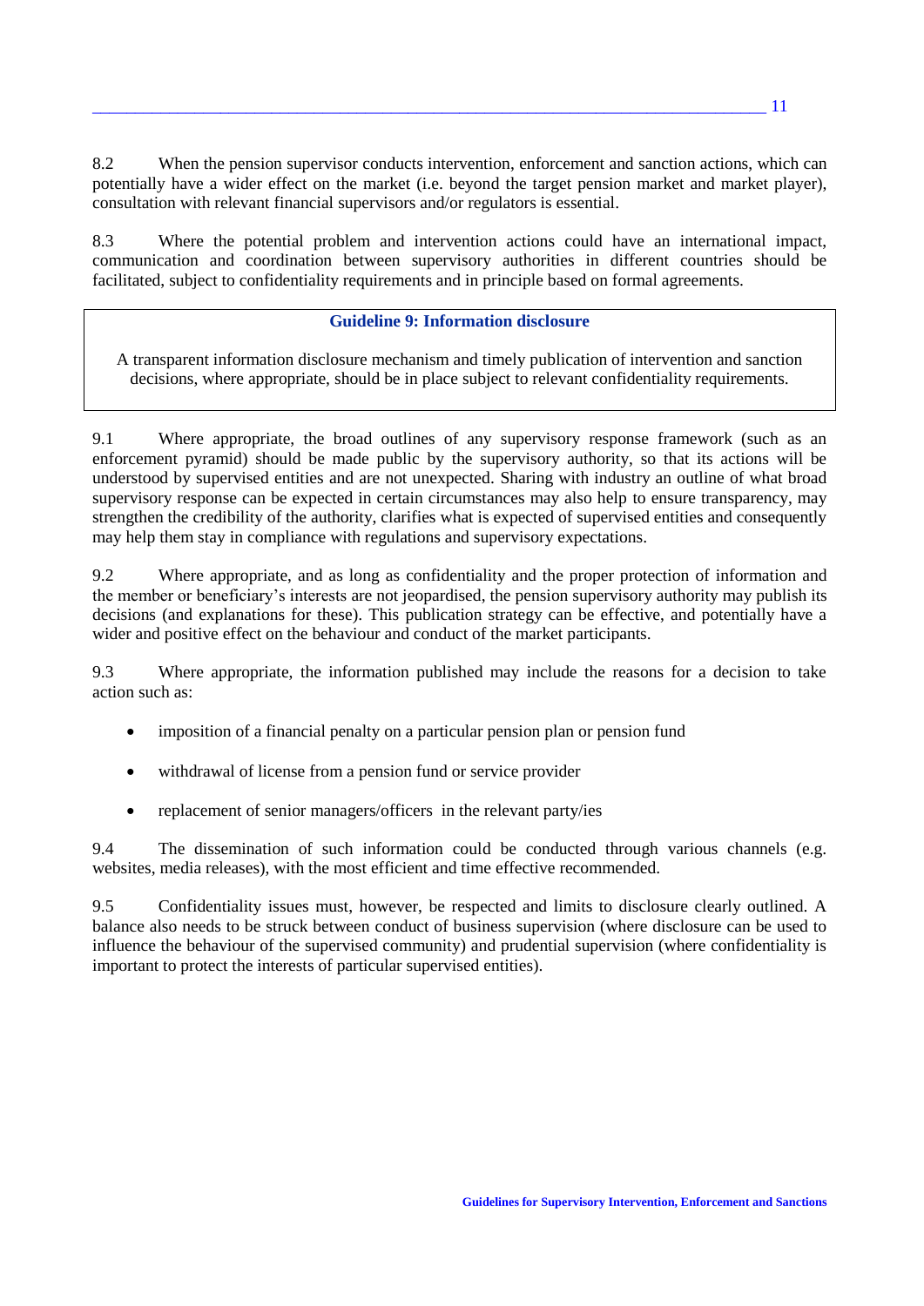8.2 When the pension supervisor conducts intervention, enforcement and sanction actions, which can potentially have a wider effect on the market (i.e. beyond the target pension market and market player), consultation with relevant financial supervisors and/or regulators is essential.

8.3 Where the potential problem and intervention actions could have an international impact, communication and coordination between supervisory authorities in different countries should be facilitated, subject to confidentiality requirements and in principle based on formal agreements.

### Guideline 9: Information disclosure

A transparent information disclosure mechanism and timely publication of intervention and sanction decisions, where appropriate, should be in place subject to relevant confidentiality requirements.

9.1 Where appropriate, the broad outlines of any supervisory response framework (such as an enforcement pyramid) should be made public by the supervisory authority, so that its actions will be understood by supervised entities and are not unexpected. Sharing with industry an outline of what broad supervisory response can be expected in certain circumstances may also help to ensure transparency, may strengthen the credibility of the authority, clarifies what is expected of supervised entities and consequently may help them stay in compliance with regulations and supervisory expectations.

9.2 Where appropriate, and as long as confidentiality and the proper protection of information and the member or beneficiary's interests are not jeopardised, the pension supervisory authority may publish its decisions (and explanations for these). This publication strategy can be effective, and potentially have a wider and positive effect on the behaviour and conduct of the market participants.

9.3 Where appropriate, the information published may include the reasons for a decision to take action such as:

- imposition of a financial penalty on a particular pension plan or pension fund
- withdrawal of license from a pension fund or service provider
- replacement of senior managers/officers in the relevant party/ies

9.4 The dissemination of such information could be conducted through various channels (e.g. websites, media releases), with the most efficient and time effective recommended.

9.5 Confidentiality issues must, however, be respected and limits to disclosure clearly outlined. A balance also needs to be struck between conduct of business supervision (where disclosure can be used to influence the behaviour of the supervised community) and prudential supervision (where confidentiality is important to protect the interests of particular supervised entities).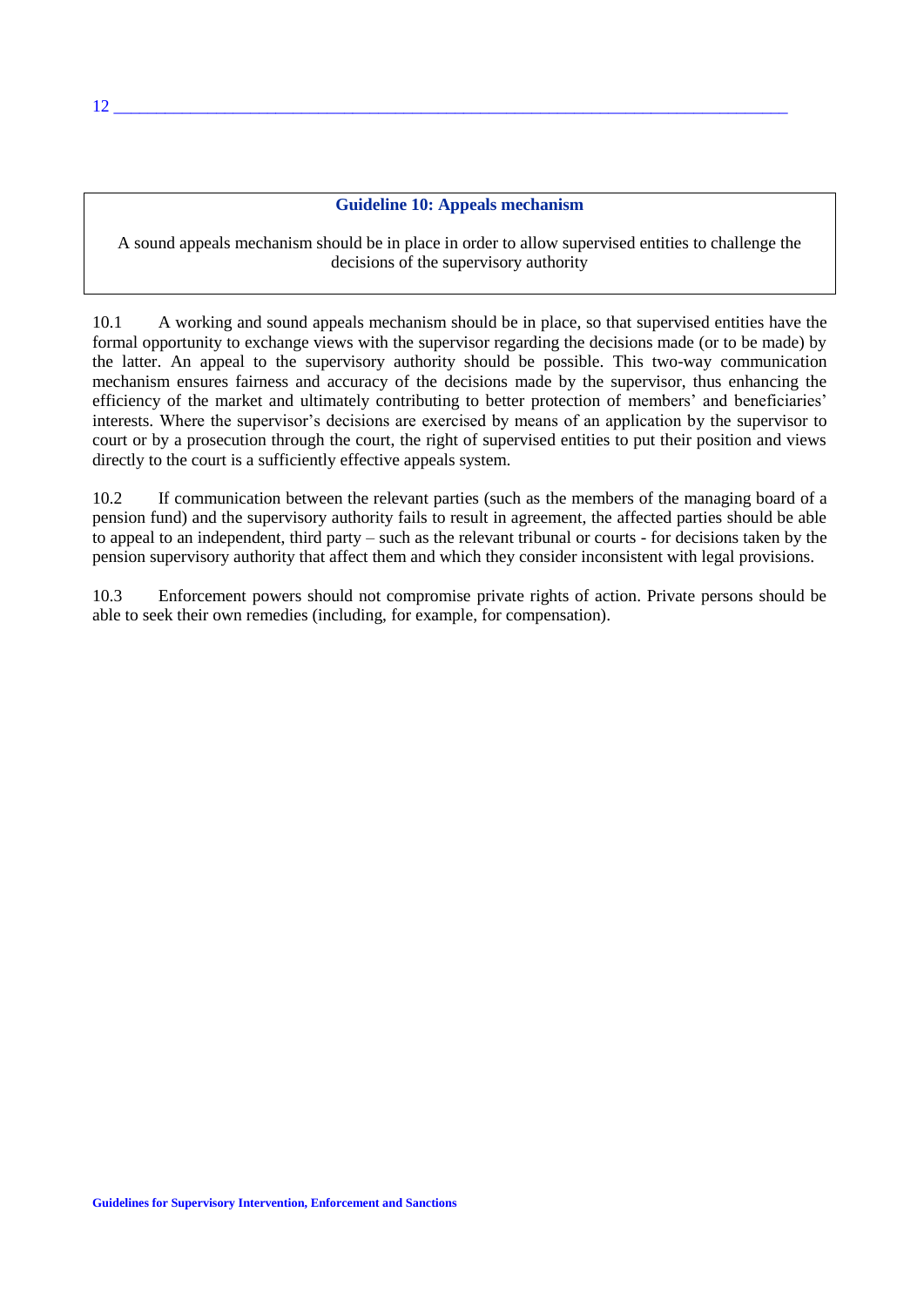**Guideline 10: Appeals mechanism**

A sound appeals mechanism should be in place in order to allow supervised entities to challenge the decisions of the supervisory authority

10.1 A working and sound appeals mechanism should be in place, so that supervised entities have the formal opportunity to exchange views with the supervisor regarding the decisions made (or to be made) by the latter. An appeal to the supervisory authority should be possible. This two-way communication mechanism ensures fairness and accuracy of the decisions made by the supervisor, thus enhancing the efficiency of the market and ultimately contributing to better protection of members' and beneficiaries' interests. Where the supervisor's decisions are exercised by means of an application by the supervisor to court or by a prosecution through the court, the right of supervised entities to put their position and views directly to the court is a sufficiently effective appeals system.

10.2 If communication between the relevant parties (such as the members of the managing board of a pension fund) and the supervisory authority fails to result in agreement, the affected parties should be able to appeal to an independent, third party – such as the relevant tribunal or courts - for decisions taken by the pension supervisory authority that affect them and which they consider inconsistent with legal provisions.

10.3 Enforcement powers should not compromise private rights of action. Private persons should be able to seek their own remedies (including, for example, for compensation).